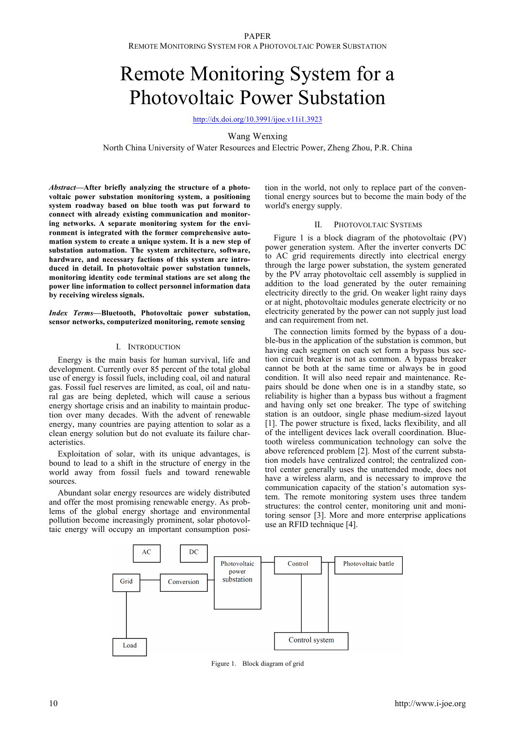# Remote Monitoring System for a Photovoltaic Power Substation

http://dx.doi.org/10.3991/ijoe.v11i1.3923

Wang Wenxing

North China University of Water Resources and Electric Power, Zheng Zhou, P.R. China

***Abstract*—After briefly analyzing the structure of a photovoltaic power substation monitoring system, a positioning system roadway based on blue tooth was put forward to connect with already existing communication and monitoring networks. A separate monitoring system for the environment is integrated with the former comprehensive automation system to create a unique system. It is a new step of substation automation. The system architecture, software, hardware, and necessary factions of this system are introduced in detail. In photovoltaic power substation tunnels, monitoring identity code terminal stations are set along the power line information to collect personnel information data by receiving wireless signals.**

***Index Terms*—Bluetooth, Photovoltaic power substation, sensor networks, computerized monitoring, remote sensing**

## I. Introduction

Energy is the main basis for human survival, life and development. Currently over 85 percent of the total global use of energy is fossil fuels, including coal, oil and natural gas. Fossil fuel reserves are limited, as coal, oil and natural gas are being depleted, which will cause a serious energy shortage crisis and an inability to maintain production over many decades. With the advent of renewable energy, many countries are paying attention to solar as a clean energy solution but do not evaluate its failure characteristics.

Exploitation of solar, with its unique advantages, is bound to lead to a shift in the structure of energy in the world away from fossil fuels and toward renewable sources.

Abundant solar energy resources are widely distributed and offer the most promising renewable energy. As problems of the global energy shortage and environmental pollution become increasingly prominent, solar photovoltaic energy will occupy an important consumption position in the world, not only to replace part of the conventional energy sources but to become the main body of the world's energy supply.

## II. Photovoltaic Systems

Figure 1 is a block diagram of the photovoltaic (PV) power generation system. After the inverter converts DC to AC grid requirements directly into electrical energy through the large power substation, the system generated by the PV array photovoltaic cell assembly is supplied in addition to the load generated by the outer remaining electricity directly to the grid. On weaker light rainy days or at night, photovoltaic modules generate electricity or no electricity generated by the power can not supply just load and can requirement from net.

The connection limits formed by the bypass of a double-bus in the application of the substation is common, but having each segment on each set form a bypass bus section circuit breaker is not as common. A bypass breaker cannot be both at the same time or always be in good condition. It will also need repair and maintenance. Repairs should be done when one is in a standby state, so reliability is higher than a bypass bus without a fragment and having only set one breaker. The type of switching station is an outdoor, single phase medium-sized layout [1]. The power structure is fixed, lacks flexibility, and all of the intelligent devices lack overall coordination. Bluetooth wireless communication technology can solve the above referenced problem [2]. Most of the current substation models have centralized control; the centralized control center generally uses the unattended mode, does not have a wireless alarm, and is necessary to improve the communication capacity of the station's automation system. The remote monitoring system uses three tandem structures: the control center, monitoring unit and monitoring sensor [3]. More and more enterprise applications use an RFID technique [4].

AC
DC
Grid
Conversion
Photovoltaic power substation
Control
Photovoltaic battle
Load
Control system

Figure 1. Block diagram of grid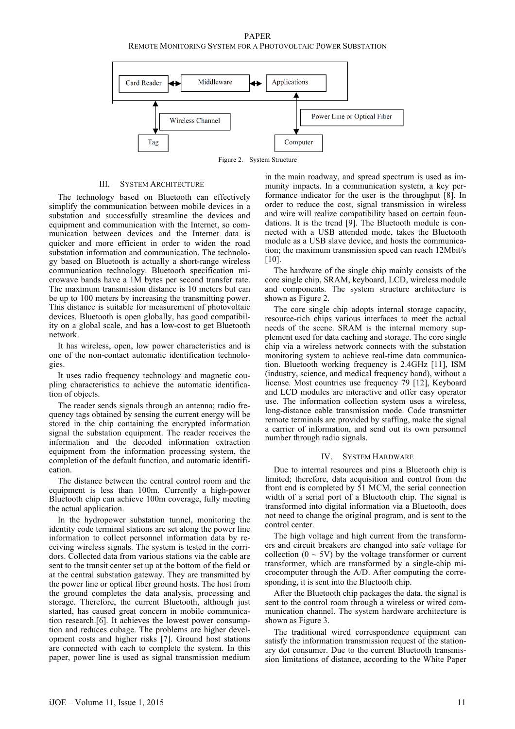Figure 2. System Structure

## III. System Architecture

The technology based on Bluetooth can effectively simplify the communication between mobile devices in a substation and successfully streamline the devices and equipment and communication with the Internet, so communication between devices and the Internet data is quicker and more efficient in order to widen the road substation information and communication. The technology based on Bluetooth is actually a short-range wireless communication technology. Bluetooth specification microwave bands have a 1M bytes per second transfer rate. The maximum transmission distance is 10 meters but can be up to 100 meters by increasing the transmitting power. This distance is suitable for measurement of photovoltaic devices. Bluetooth is open globally, has good compatibility on a global scale, and has a low-cost to get Bluetooth network.

It has wireless, open, low power characteristics and is one of the non-contact automatic identification technologies.

It uses radio frequency technology and magnetic coupling characteristics to achieve the automatic identification of objects.

The reader sends signals through an antenna; radio frequency tags obtained by sensing the current energy will be stored in the chip containing the encrypted information signal the substation equipment. The reader receives the information and the decoded information extraction equipment from the information processing system, the completion of the default function, and automatic identification.

The distance between the central control room and the equipment is less than 100m. Currently a high-power Bluetooth chip can achieve 100m coverage, fully meeting the actual application.

In the hydropower substation tunnel, monitoring the identity code terminal stations are set along the power line information to collect personnel information data by receiving wireless signals. The system is tested in the corridors. Collected data from various stations via the cable are sent to the transit center set up at the bottom of the field or at the central substation gateway. They are transmitted by the power line or optical fiber ground hosts. The host from the ground completes the data analysis, processing and storage. Therefore, the current Bluetooth, although just started, has caused great concern in mobile communication research.[6]. It achieves the lowest power consumption and reduces cubage. The problems are higher development costs and higher risks [7]. Ground host stations are connected with each to complete the system. In this paper, power line is used as signal transmission medium in the main roadway, and spread spectrum is used as immunity impacts. In a communication system, a key performance indicator for the user is the throughput [8]. In order to reduce the cost, signal transmission in wireless and wire will realize compatibility based on certain foundations. It is the trend [9]. The Bluetooth module is connected with a USB attended mode, takes the Bluetooth module as a USB slave device, and hosts the communication; the maximum transmission speed can reach 12Mbit/s [10].

The hardware of the single chip mainly consists of the core single chip, SRAM, keyboard, LCD, wireless module and components. The system structure architecture is shown as Figure 2.

The core single chip adopts internal storage capacity, resource-rich chips various interfaces to meet the actual needs of the scene. SRAM is the internal memory supplement used for data caching and storage. The core single chip via a wireless network connects with the substation monitoring system to achieve real-time data communication. Bluetooth working frequency is 2.4GHz [11], ISM (industry, science, and medical frequency band), without a license. Most countries use frequency 79 [12], Keyboard and LCD modules are interactive and offer easy operator use. The information collection system uses a wireless, long-distance cable transmission mode. Code transmitter remote terminals are provided by staffing, make the signal a carrier of information, and send out its own personnel number through radio signals.

## IV. System Hardware

Due to internal resources and pins a Bluetooth chip is limited; therefore, data acquisition and control from the front end is completed by 51 MCM, the serial connection width of a serial port of a Bluetooth chip. The signal is transformed into digital information via a Bluetooth, does not need to change the original program, and is sent to the control center.

The high voltage and high current from the transformers and circuit breakers are changed into safe voltage for collection (0 ~ 5V) by the voltage transformer or current transformer, which are transformed by a single-chip microcomputer through the A/D. After computing the corresponding, it is sent into the Bluetooth chip.

After the Bluetooth chip packages the data, the signal is sent to the control room through a wireless or wired communication channel. The system hardware architecture is shown as Figure 3.

The traditional wired correspondence equipment can satisfy the information transmission request of the stationary dot consumer. Due to the current Bluetooth transmission limitations of distance, according to the White Paper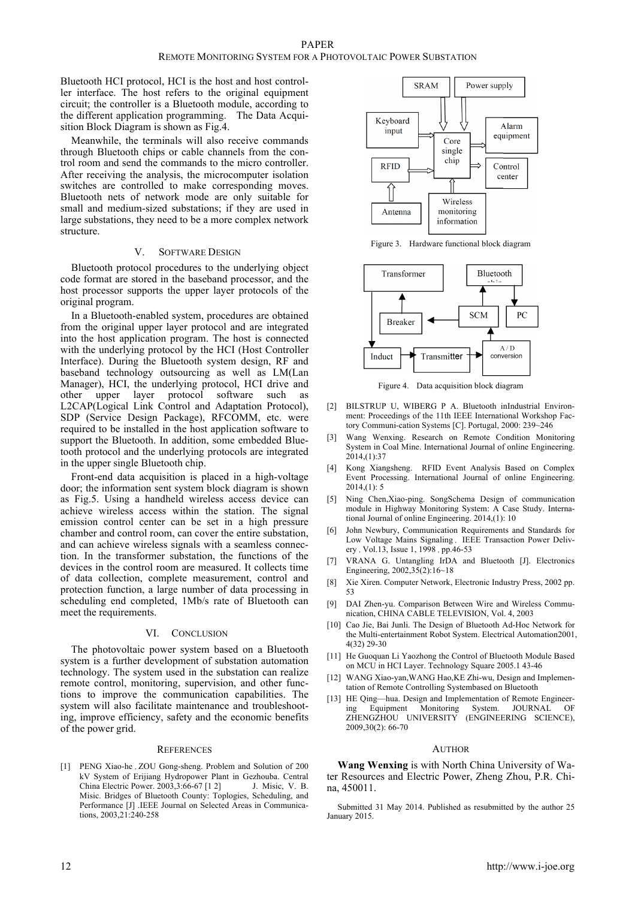Bluetooth HCI protocol, HCI is the host and host controller interface. The host refers to the original equipment circuit; the controller is a Bluetooth module, according to the different application programming. The Data Acquisition Block Diagram is shown as Fig.4.

Meanwhile, the terminals will also receive commands through Bluetooth chips or cable channels from the control room and send the commands to the micro controller. After receiving the analysis, the microcomputer isolation switches are controlled to make corresponding moves. Bluetooth nets of network mode are only suitable for small and medium-sized substations; if they are used in large substations, they need to be a more complex network structure.

SRAM
Power supply
Keyboard input
Core single chip
Alarm equipment
RFID
Control center
Antenna
Wireless monitoring information

Figure 3. Hardware functional block diagram

Transformer
Bluetooth chip
Breaker
SCM
PC
Induct
Transmitter
A / D conversion

Figure 4. Data acquisition block diagram

## V. Software Design

Bluetooth protocol procedures to the underlying object code format are stored in the baseband processor, and the host processor supports the upper layer protocols of the original program.

In a Bluetooth-enabled system, procedures are obtained from the original upper layer protocol and are integrated into the host application program. The host is connected with the underlying protocol by the HCI (Host Controller Interface). During the Bluetooth system design, RF and baseband technology outsourcing as well as LM(Lan Manager), HCI, the underlying protocol, HCI drive and other upper layer protocol software such as L2CAP(Logical Link Control and Adaptation Protocol), SDP (Service Design Package), RFCOMM, etc. were required to be installed in the host application software to support the Bluetooth. In addition, some embedded Bluetooth protocol and the underlying protocols are integrated in the upper single Bluetooth chip.

Front-end data acquisition is placed in a high-voltage door; the information sent system block diagram is shown as Fig.5. Using a handheld wireless access device can achieve wireless access within the station. The signal emission control center can be set in a high pressure chamber and control room, can cover the entire substation, and can achieve wireless signals with a seamless connection. In the transformer substation, the functions of the devices in the control room are measured. It collects time of data collection, complete measurement, control and protection function, a large number of data processing in scheduling end completed, 1Mb/s rate of Bluetooth can meet the requirements.

## VI. Conclusion

The photovoltaic power system based on a Bluetooth system is a further development of substation automation technology. The system used in the substation can realize remote control, monitoring, supervision, and other functions to improve the communication capabilities. The system will also facilitate maintenance and troubleshooting, improve efficiency, safety and the economic benefits of the power grid.

## References

[1] PENG Xiao-he , ZOU Gong-sheng. Problem and Solution of 200 kV System of Erijiang Hydropower Plant in Gezhouba. Central China Electric Power. 2003,3:66-67 [1 2] J. Misic, V. B. Misic. Bridges of Bluetooth County: Toplogies, Scheduling, and Performance [J] .IEEE Journal on Selected Areas in Communications, 2003,21:240-258

[2] BILSTRUP U, WIBERG P A. Bluetooth inIndustrial Environment: Proceedings of the 11th IEEE International Workshop Factory Communi-cation Systems [C]. Portugal, 2000: 239~246

[3] Wang Wenxing. Research on Remote Condition Monitoring System in Coal Mine. International Journal of online Engineering. 2014,(1):37

[4] Kong Xiangsheng. RFID Event Analysis Based on Complex Event Processing. International Journal of online Engineering. 2014,(1): 5

[5] Ning Chen,Xiao-ping. SongSchema Design of communication module in Highway Monitoring System: A Case Study. International Journal of online Engineering. 2014,(1): 10

[6] John Newbury, Communication Requirements and Standards for Low Voltage Mains Signaling , IEEE Transaction Power Delivery , Vol.13, Issue 1, 1998 , pp.46-53

[7] VRANA G. Untangling IrDA and Bluetooth [J]. Electronics Engineering, 2002,35(2):16~18

[8] Xie Xiren. Computer Network, Electronic Industry Press, 2002 pp. 53

[9] DAI Zhen-yu. Comparison Between Wire and Wireless Communication, CHINA CABLE TELEVISION, Vol. 4, 2003

[10] Cao Jie, Bai Junli. The Design of Bluetooth Ad-Hoc Network for the Multi-entertainment Robot System. Electrical Automation2001, 4(32) 29-30

[11] He Guoquan Li Yaozhong the Control of Bluetooth Module Based on MCU in HCI Layer. Technology Square 2005.1 43-46

[12] WANG Xiao-yan,WANG Hao,KE Zhi-wu, Design and Implementation of Remote Controlling Systembased on Bluetooth

[13] HE Qing—hua. Design and Implementation of Remote Engineering Equipment Monitoring System. JOURNAL OF ZHENGZHOU UNIVERSITY (ENGINEERING SCIENCE), 2009,30(2): 66-70

## Author

**Wang Wenxing** is with North China University of Water Resources and Electric Power, Zheng Zhou, P.R. China, 450011.

Submitted 31 May 2014. Published as resubmitted by the author 25 January 2015.